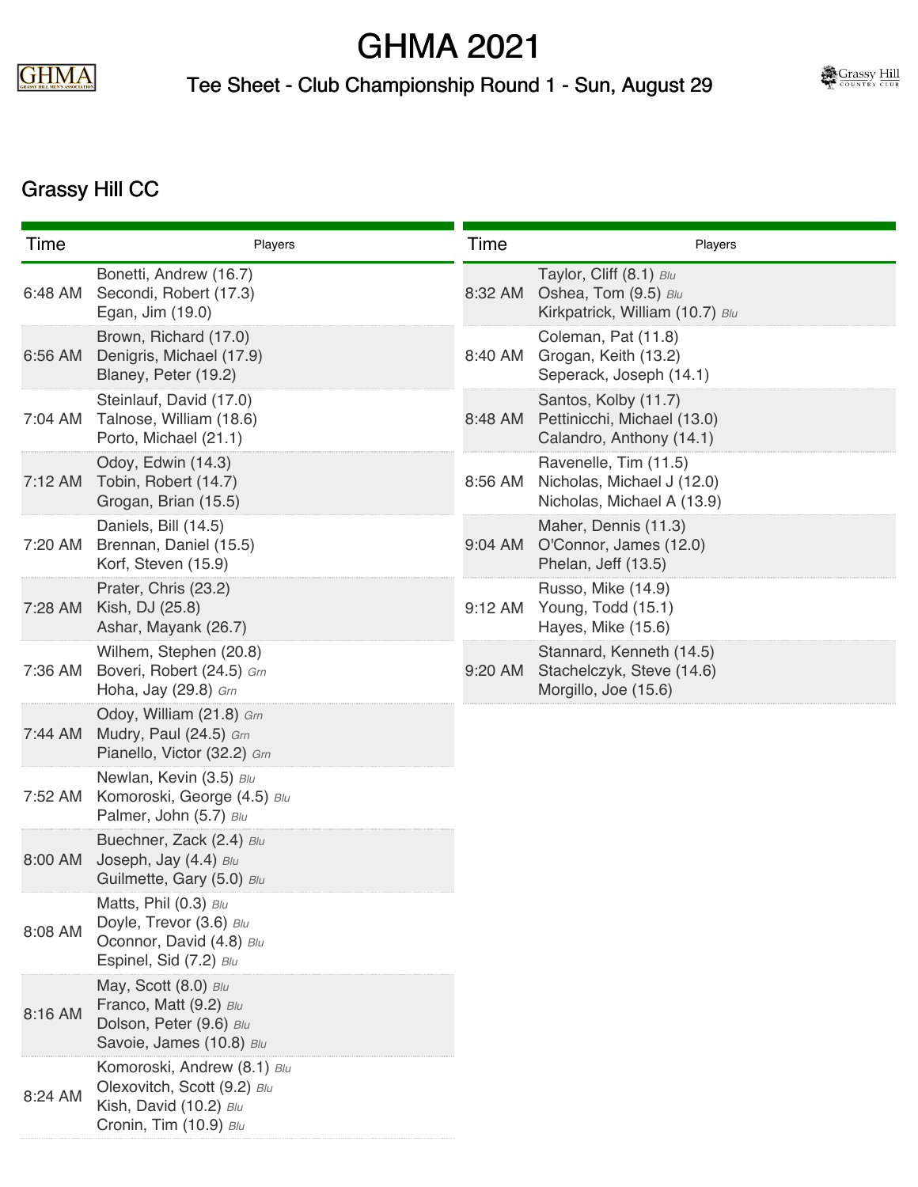# GHMA 2021

## Tee Sheet - Club Championship Round 1 - Sun, August 29

### Grassy Hill CC

| Time | Players |
|---|---|
| 6:48 AM | Bonetti, Andrew (16.7)<br>Secondi, Robert (17.3)<br>Egan, Jim (19.0) |
| 6:56 AM | Brown, Richard (17.0)<br>Denigris, Michael (17.9)<br>Blaney, Peter (19.2) |
| 7:04 AM | Steinlauf, David (17.0)<br>Talnose, William (18.6)<br>Porto, Michael (21.1) |
| 7:12 AM | Odoy, Edwin (14.3)<br>Tobin, Robert (14.7)<br>Grogan, Brian (15.5) |
| 7:20 AM | Daniels, Bill (14.5)<br>Brennan, Daniel (15.5)<br>Korf, Steven (15.9) |
| 7:28 AM | Prater, Chris (23.2)<br>Kish, DJ (25.8)<br>Ashar, Mayank (26.7) |
| 7:36 AM | Wilhem, Stephen (20.8)<br>Boveri, Robert (24.5) *Grn*<br>Hoha, Jay (29.8) *Grn* |
| 7:44 AM | Odoy, William (21.8) *Grn*<br>Mudry, Paul (24.5) *Grn*<br>Pianello, Victor (32.2) *Grn* |
| 7:52 AM | Newlan, Kevin (3.5) *Blu*<br>Komoroski, George (4.5) *Blu*<br>Palmer, John (5.7) *Blu* |
| 8:00 AM | Buechner, Zack (2.4) *Blu*<br>Joseph, Jay (4.4) *Blu*<br>Guilmette, Gary (5.0) *Blu* |
| 8:08 AM | Matts, Phil (0.3) *Blu*<br>Doyle, Trevor (3.6) *Blu*<br>Oconnor, David (4.8) *Blu*<br>Espinel, Sid (7.2) *Blu* |
| 8:16 AM | May, Scott (8.0) *Blu*<br>Franco, Matt (9.2) *Blu*<br>Dolson, Peter (9.6) *Blu*<br>Savoie, James (10.8) *Blu* |
| 8:24 AM | Komoroski, Andrew (8.1) *Blu*<br>Olexovitch, Scott (9.2) *Blu*<br>Kish, David (10.2) *Blu*<br>Cronin, Tim (10.9) *Blu* |
| 8:32 AM | Taylor, Cliff (8.1) *Blu*<br>Oshea, Tom (9.5) *Blu*<br>Kirkpatrick, William (10.7) *Blu* |
| 8:40 AM | Coleman, Pat (11.8)<br>Grogan, Keith (13.2)<br>Seperack, Joseph (14.1) |
| 8:48 AM | Santos, Kolby (11.7)<br>Pettinicchi, Michael (13.0)<br>Calandro, Anthony (14.1) |
| 8:56 AM | Ravenelle, Tim (11.5)<br>Nicholas, Michael J (12.0)<br>Nicholas, Michael A (13.9) |
| 9:04 AM | Maher, Dennis (11.3)<br>O'Connor, James (12.0)<br>Phelan, Jeff (13.5) |
| 9:12 AM | Russo, Mike (14.9)<br>Young, Todd (15.1)<br>Hayes, Mike (15.6) |
| 9:20 AM | Stannard, Kenneth (14.5)<br>Stachelczyk, Steve (14.6)<br>Morgillo, Joe (15.6) |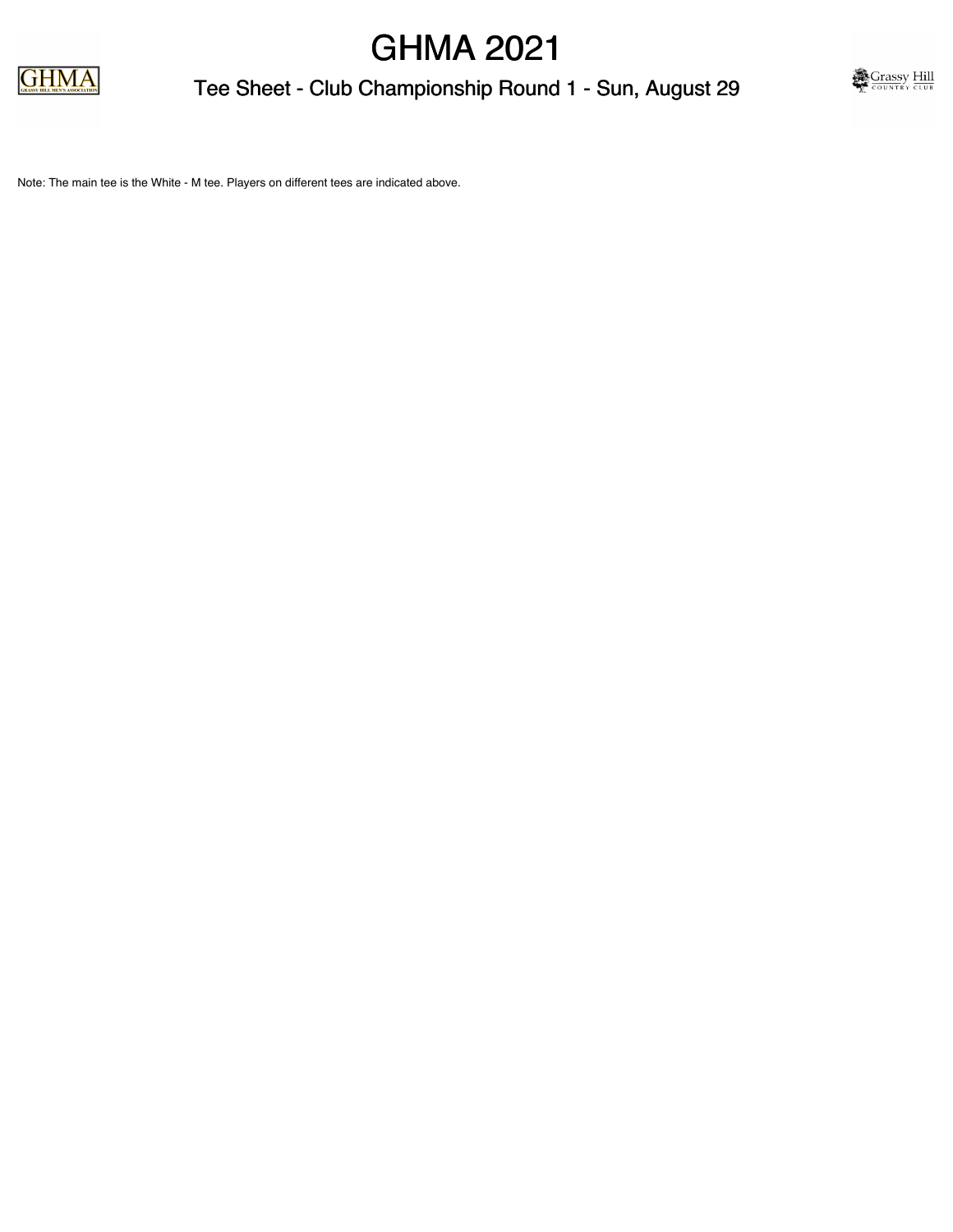Note: The main tee is the White - M tee. Players on different tees are indicated above.